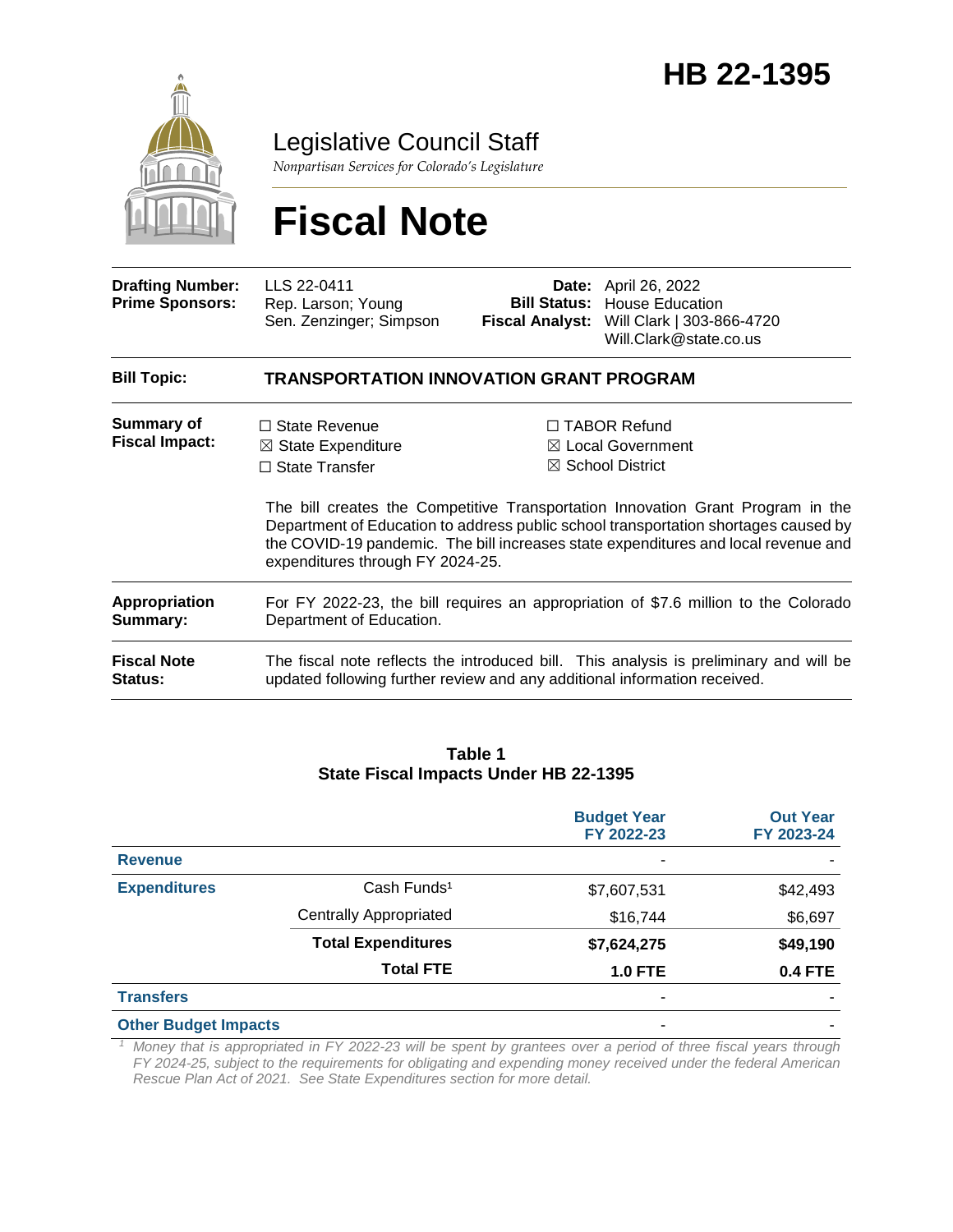# HB 22-1395

Legislative Council Staff

*Nonpartisan Services for Colorado's Legislature*

# Fiscal Note

| | | | |
|---|---|---|---|
| **Drafting Number:** | LLS 22-0411 | **Date:** | April 26, 2022 |
| **Prime Sponsors:** | Rep. Larson; Young<br>Sen. Zenzinger; Simpson | **Bill Status:** | House Education |
| | | **Fiscal Analyst:** | Will Clark \| 303-866-4720<br>Will.Clark@state.co.us |

**Bill Topic:** **TRANSPORTATION INNOVATION GRANT PROGRAM**

**Summary of Fiscal Impact:**

☐ State Revenue
☒ State Expenditure
☐ State Transfer
☐ TABOR Refund
☒ Local Government
☒ School District

The bill creates the Competitive Transportation Innovation Grant Program in the Department of Education to address public school transportation shortages caused by the COVID-19 pandemic. The bill increases state expenditures and local revenue and expenditures through FY 2024-25.

**Appropriation Summary:** For FY 2022-23, the bill requires an appropriation of $7.6 million to the Colorado Department of Education.

**Fiscal Note Status:** The fiscal note reflects the introduced bill. This analysis is preliminary and will be updated following further review and any additional information received.

**Table 1**
**State Fiscal Impacts Under HB 22-1395**

| | | Budget Year FY 2022-23 | Out Year FY 2023-24 |
|---|---|---|---|
| **Revenue** | | - | - |
| **Expenditures** | Cash Funds[1] | $7,607,531 | $42,493 |
| | Centrally Appropriated | $16,744 | $6,697 |
| | **Total Expenditures** | **$7,624,275** | **$49,190** |
| | **Total FTE** | **1.0 FTE** | **0.4 FTE** |
| **Transfers** | | - | - |
| **Other Budget Impacts** | | - | - |

[1] *Money that is appropriated in FY 2022-23 will be spent by grantees over a period of three fiscal years through FY 2024-25, subject to the requirements for obligating and expending money received under the federal American Rescue Plan Act of 2021. See State Expenditures section for more detail.*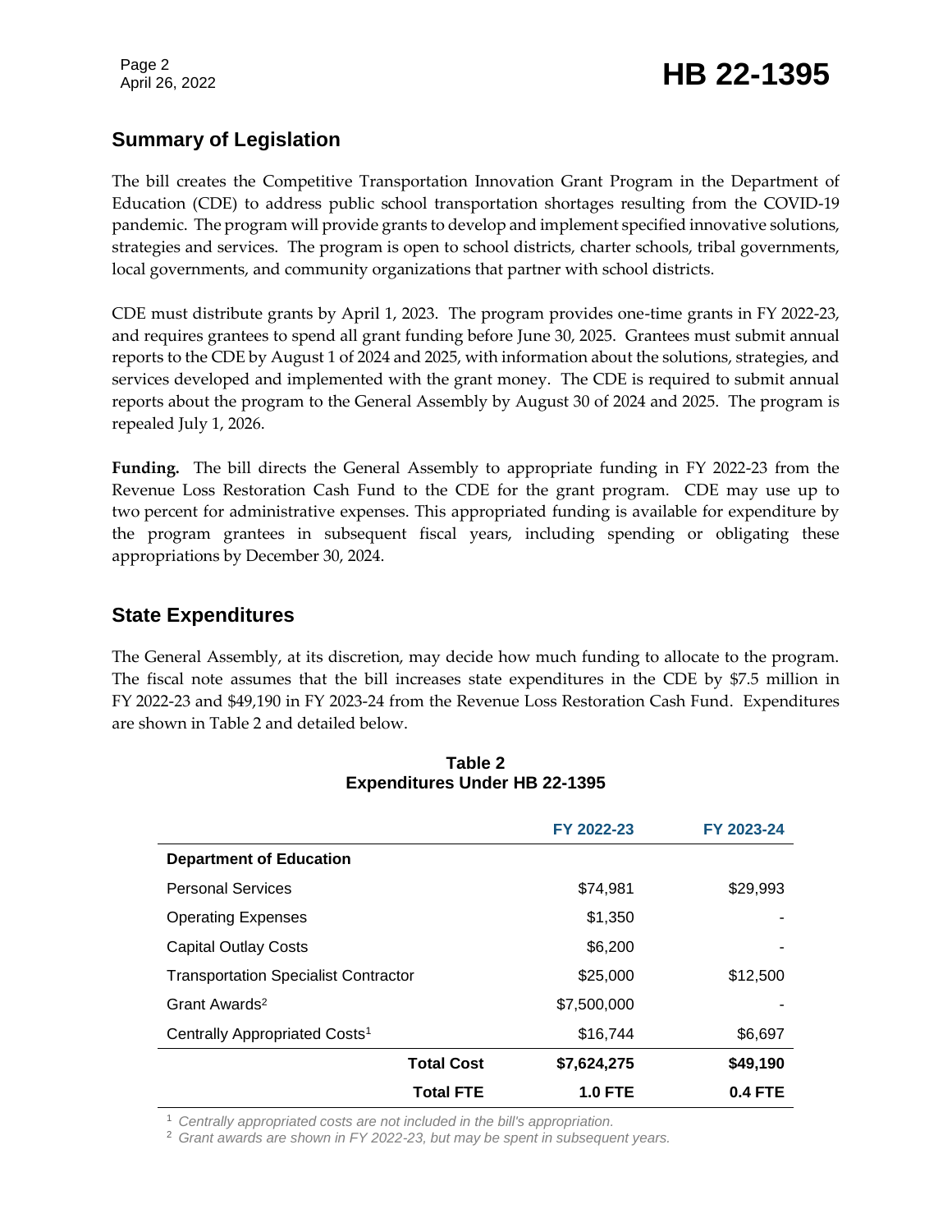## Summary of Legislation

The bill creates the Competitive Transportation Innovation Grant Program in the Department of Education (CDE) to address public school transportation shortages resulting from the COVID-19 pandemic. The program will provide grants to develop and implement specified innovative solutions, strategies and services. The program is open to school districts, charter schools, tribal governments, local governments, and community organizations that partner with school districts.

CDE must distribute grants by April 1, 2023. The program provides one-time grants in FY 2022-23, and requires grantees to spend all grant funding before June 30, 2025. Grantees must submit annual reports to the CDE by August 1 of 2024 and 2025, with information about the solutions, strategies, and services developed and implemented with the grant money. The CDE is required to submit annual reports about the program to the General Assembly by August 30 of 2024 and 2025. The program is repealed July 1, 2026.

**Funding.** The bill directs the General Assembly to appropriate funding in FY 2022-23 from the Revenue Loss Restoration Cash Fund to the CDE for the grant program. CDE may use up to two percent for administrative expenses. This appropriated funding is available for expenditure by the program grantees in subsequent fiscal years, including spending or obligating these appropriations by December 30, 2024.

## State Expenditures

The General Assembly, at its discretion, may decide how much funding to allocate to the program. The fiscal note assumes that the bill increases state expenditures in the CDE by $7.5 million in FY 2022-23 and $49,190 in FY 2023-24 from the Revenue Loss Restoration Cash Fund. Expenditures are shown in Table 2 and detailed below.

**Table 2**
**Expenditures Under HB 22-1395**

| | FY 2022-23 | FY 2023-24 |
|---|---|---|
| **Department of Education** | | |
| Personal Services | $74,981 | $29,993 |
| Operating Expenses | $1,350 | - |
| Capital Outlay Costs | $6,200 | - |
| Transportation Specialist Contractor | $25,000 | $12,500 |
| Grant Awards[2] | $7,500,000 | - |
| Centrally Appropriated Costs[1] | $16,744 | $6,697 |
| **Total Cost** | **$7,624,275** | **$49,190** |
| **Total FTE** | **1.0 FTE** | **0.4 FTE** |

[1] *Centrally appropriated costs are not included in the bill's appropriation.*
[2] *Grant awards are shown in FY 2022-23, but may be spent in subsequent years.*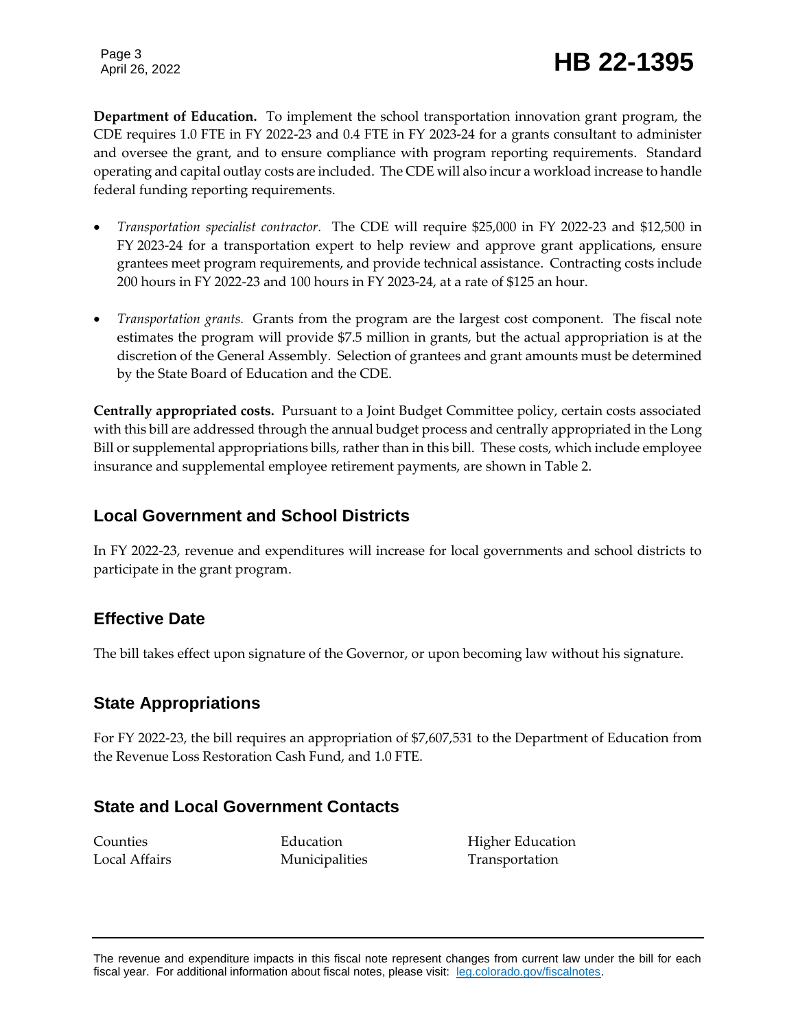**Department of Education.** To implement the school transportation innovation grant program, the CDE requires 1.0 FTE in FY 2022-23 and 0.4 FTE in FY 2023-24 for a grants consultant to administer and oversee the grant, and to ensure compliance with program reporting requirements. Standard operating and capital outlay costs are included. The CDE will also incur a workload increase to handle federal funding reporting requirements.

- *Transportation specialist contractor.* The CDE will require $25,000 in FY 2022-23 and $12,500 in FY 2023-24 for a transportation expert to help review and approve grant applications, ensure grantees meet program requirements, and provide technical assistance. Contracting costs include 200 hours in FY 2022-23 and 100 hours in FY 2023-24, at a rate of $125 an hour.

- *Transportation grants.* Grants from the program are the largest cost component. The fiscal note estimates the program will provide $7.5 million in grants, but the actual appropriation is at the discretion of the General Assembly. Selection of grantees and grant amounts must be determined by the State Board of Education and the CDE.

**Centrally appropriated costs.** Pursuant to a Joint Budget Committee policy, certain costs associated with this bill are addressed through the annual budget process and centrally appropriated in the Long Bill or supplemental appropriations bills, rather than in this bill. These costs, which include employee insurance and supplemental employee retirement payments, are shown in Table 2.

## Local Government and School Districts

In FY 2022-23, revenue and expenditures will increase for local governments and school districts to participate in the grant program.

## Effective Date

The bill takes effect upon signature of the Governor, or upon becoming law without his signature.

## State Appropriations

For FY 2022-23, the bill requires an appropriation of $7,607,531 to the Department of Education from the Revenue Loss Restoration Cash Fund, and 1.0 FTE.

## State and Local Government Contacts

| | | |
|---|---|---|
| Counties | Education | Higher Education |
| Local Affairs | Municipalities | Transportation |

The revenue and expenditure impacts in this fiscal note represent changes from current law under the bill for each fiscal year. For additional information about fiscal notes, please visit: leg.colorado.gov/fiscalnotes.